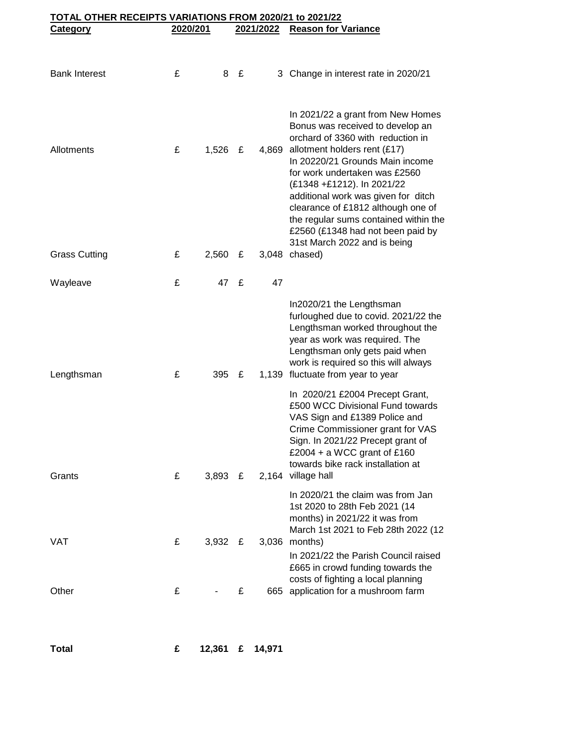**TOTAL OTHER RECEIPTS VARIATIONS FROM 2020/21 to 2021/22**

| Category | 2020/201 | 2021/2022 | Reason for Variance |
|---|---|---|---|
| Bank Interest | £ 8 | £ 3 | Change in interest rate in 2020/21 |
| Allotments | £ 1,526 | £ 4,869 | In 2021/22 a grant from New Homes Bonus was received to develop an orchard of 3360 with reduction in allotment holders rent (£17) |
| Grass Cutting | £ 2,560 | £ 3,048 | In 20220/21 Grounds Main income for work undertaken was £2560 (£1348 +£1212). In 2021/22 additional work was given for ditch clearance of £1812 although one of the regular sums contained within the £2560 (£1348 had not been paid by 31st March 2022 and is being chased) |
| Wayleave | £ 47 | £ 47 | |
| Lengthsman | £ 395 | £ 1,139 | In2020/21 the Lengthsman furloughed due to covid. 2021/22 the Lengthsman worked throughout the year as work was required. The Lengthsman only gets paid when work is required so this will always fluctuate from year to year |
| Grants | £ 3,893 | £ 2,164 | In 2020/21 £2004 Precept Grant, £500 WCC Divisional Fund towards VAS Sign and £1389 Police and Crime Commissioner grant for VAS Sign. In 2021/22 Precept grant of £2004 + a WCC grant of £160 towards bike rack installation at village hall |
| VAT | £ 3,932 | £ 3,036 | In 2020/21 the claim was from Jan 1st 2020 to 28th Feb 2021 (14 months) in 2021/22 it was from March 1st 2021 to Feb 28th 2022 (12 months) |
| Other | £ - | £ 665 | In 2021/22 the Parish Council raised £665 in crowd funding towards the costs of fighting a local planning application for a mushroom farm |
| **Total** | **£ 12,361** | **£ 14,971** | |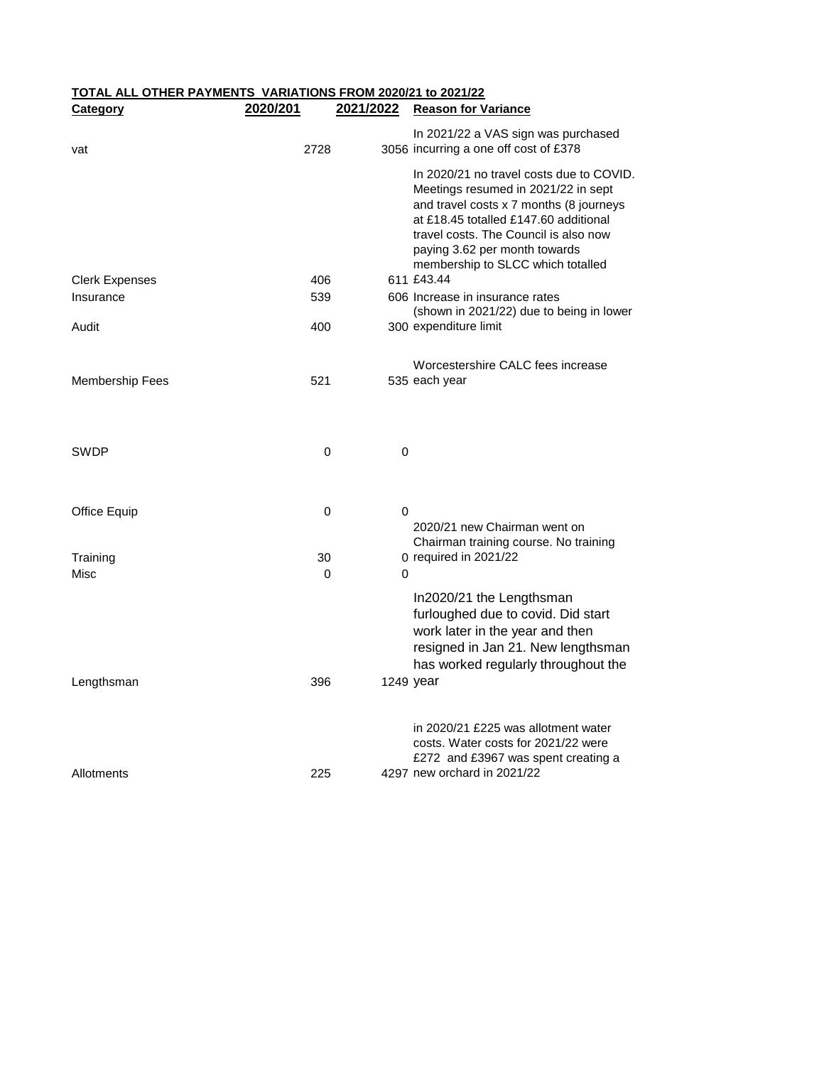**TOTAL ALL OTHER PAYMENTS VARIATIONS FROM 2020/21 to 2021/22**

| Category | 2020/201 | 2021/2022 | Reason for Variance |
|---|---|---|---|
| vat | 2728 | 3056 | In 2021/22 a VAS sign was purchased incurring a one off cost of £378 |
| Clerk Expenses | 406 | 611 | In 2020/21 no travel costs due to COVID. Meetings resumed in 2021/22 in sept and travel costs x 7 months (8 journeys at £18.45 totalled £147.60 additional travel costs. The Council is also now paying 3.62 per month towards membership to SLCC which totalled £43.44 |
| Insurance | 539 | 606 | Increase in insurance rates |
| Audit | 400 | 300 | (shown in 2021/22) due to being in lower expenditure limit |
| Membership Fees | 521 | 535 | Worcestershire CALC fees increase each year |
| SWDP | 0 | 0 | |
| Office Equip | 0 | 0 | |
| Training | 30 | 0 | 2020/21 new Chairman went on Chairman training course. No training required in 2021/22 |
| Misc | 0 | 0 | |
| Lengthsman | 396 | 1249 | In2020/21 the Lengthsman furloughed due to covid. Did start work later in the year and then resigned in Jan 21. New lengthsman has worked regularly throughout the year |
| Allotments | 225 | 4297 | in 2020/21 £225 was allotment water costs. Water costs for 2021/22 were £272 and £3967 was spent creating a new orchard in 2021/22 |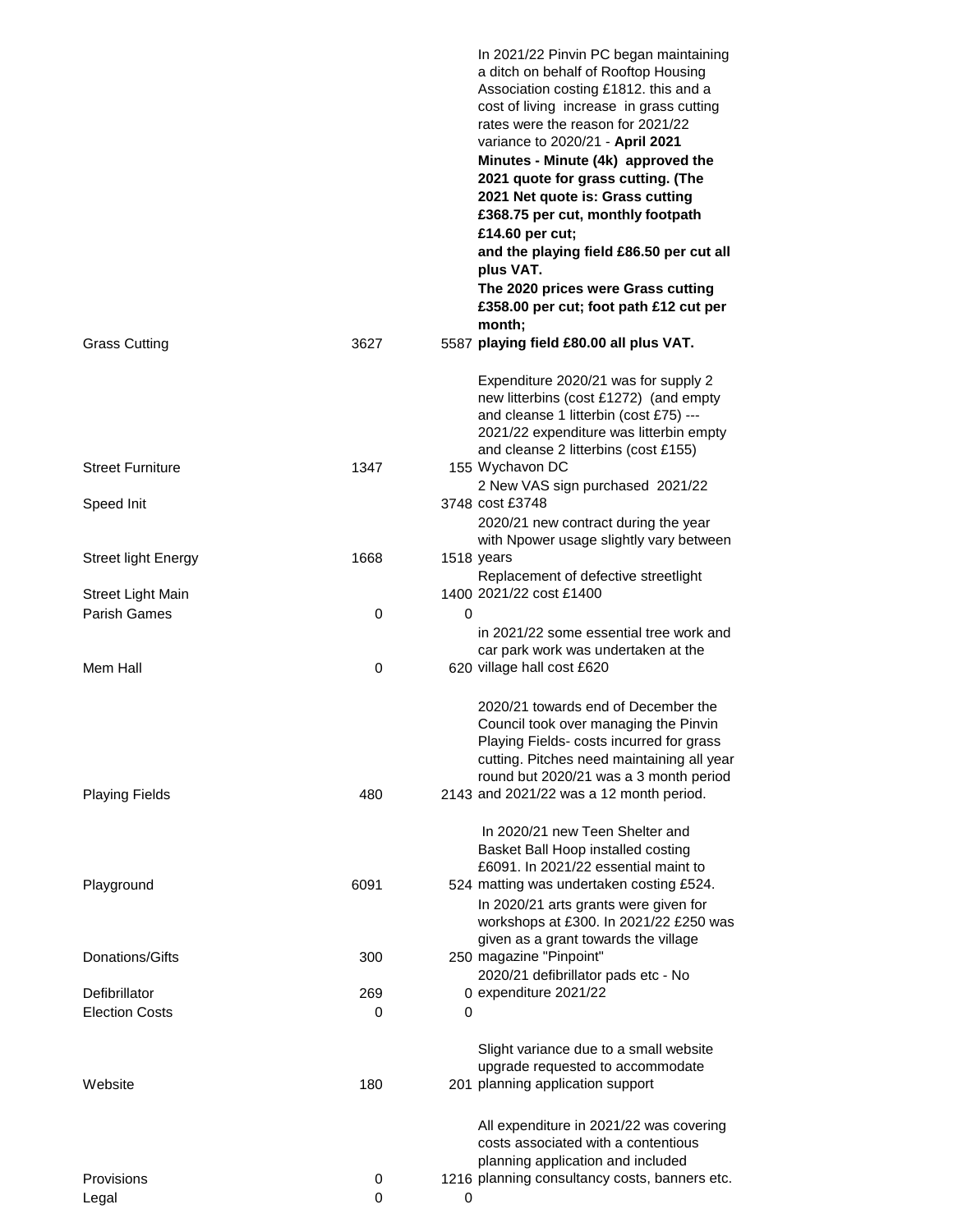| | | | |
|---|---|---|---|
| Grass Cutting | 3627 | 5587 | In 2021/22 Pinvin PC began maintaining a ditch on behalf of Rooftop Housing Association costing £1812. this and a cost of living increase in grass cutting rates were the reason for 2021/22 variance to 2020/21 - **April 2021 Minutes - Minute (4k) approved the 2021 quote for grass cutting. (The 2021 Net quote is: Grass cutting £368.75 per cut, monthly footpath £14.60 per cut; and the playing field £86.50 per cut all plus VAT. The 2020 prices were Grass cutting £358.00 per cut; foot path £12 cut per month; playing field £80.00 all plus VAT.** |
| Street Furniture | 1347 | 155 | Expenditure 2020/21 was for supply 2 new litterbins (cost £1272) (and empty and cleanse 1 litterbin (cost £75) --- 2021/22 expenditure was litterbin empty and cleanse 2 litterbins (cost £155) Wychavon DC |
| Speed Init | | 3748 | 2 New VAS sign purchased 2021/22 cost £3748 |
| Street light Energy | 1668 | 1518 | 2020/21 new contract during the year with Npower usage slightly vary between years |
| Street Light Main | | 1400 | Replacement of defective streetlight 2021/22 cost £1400 |
| Parish Games | 0 | 0 | |
| Mem Hall | 0 | 620 | in 2021/22 some essential tree work and car park work was undertaken at the village hall cost £620 |
| Playing Fields | 480 | 2143 | 2020/21 towards end of December the Council took over managing the Pinvin Playing Fields- costs incurred for grass cutting. Pitches need maintaining all year round but 2020/21 was a 3 month period and 2021/22 was a 12 month period. |
| Playground | 6091 | 524 | In 2020/21 new Teen Shelter and Basket Ball Hoop installed costing £6091. In 2021/22 essential maint to matting was undertaken costing £524. |
| Donations/Gifts | 300 | 250 | In 2020/21 arts grants were given for workshops at £300. In 2021/22 £250 was given as a grant towards the village magazine "Pinpoint" |
| Defibrillator | 269 | 0 | 2020/21 defibrillator pads etc - No expenditure 2021/22 |
| Election Costs | 0 | 0 | |
| Website | 180 | 201 | Slight variance due to a small website upgrade requested to accommodate planning application support |
| Provisions | 0 | 1216 | All expenditure in 2021/22 was covering costs associated with a contentious planning application and included planning consultancy costs, banners etc. |
| Legal | 0 | 0 | |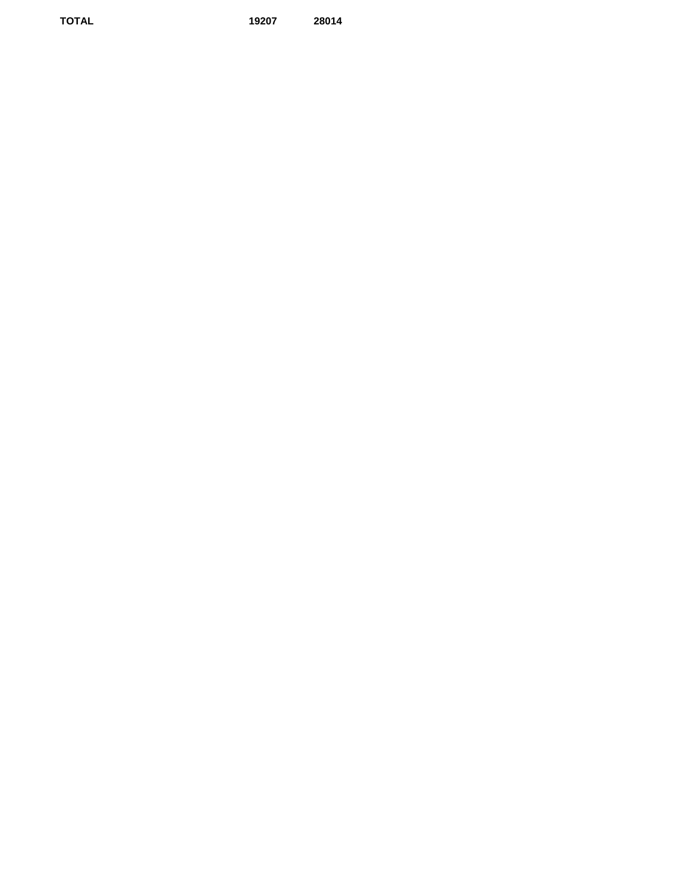| | | |
|---|---|---|
| **TOTAL** | **19207** | **28014** |